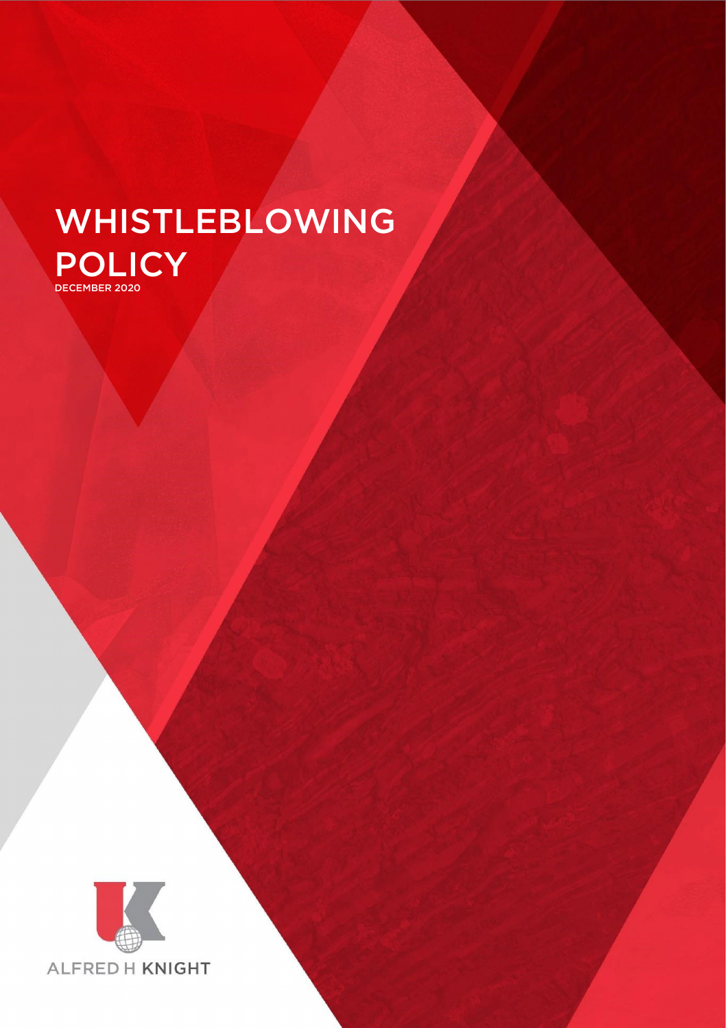# WHISTLEBLOWING POLICY

DECEMBER 2020

ALFRED H KNIGHT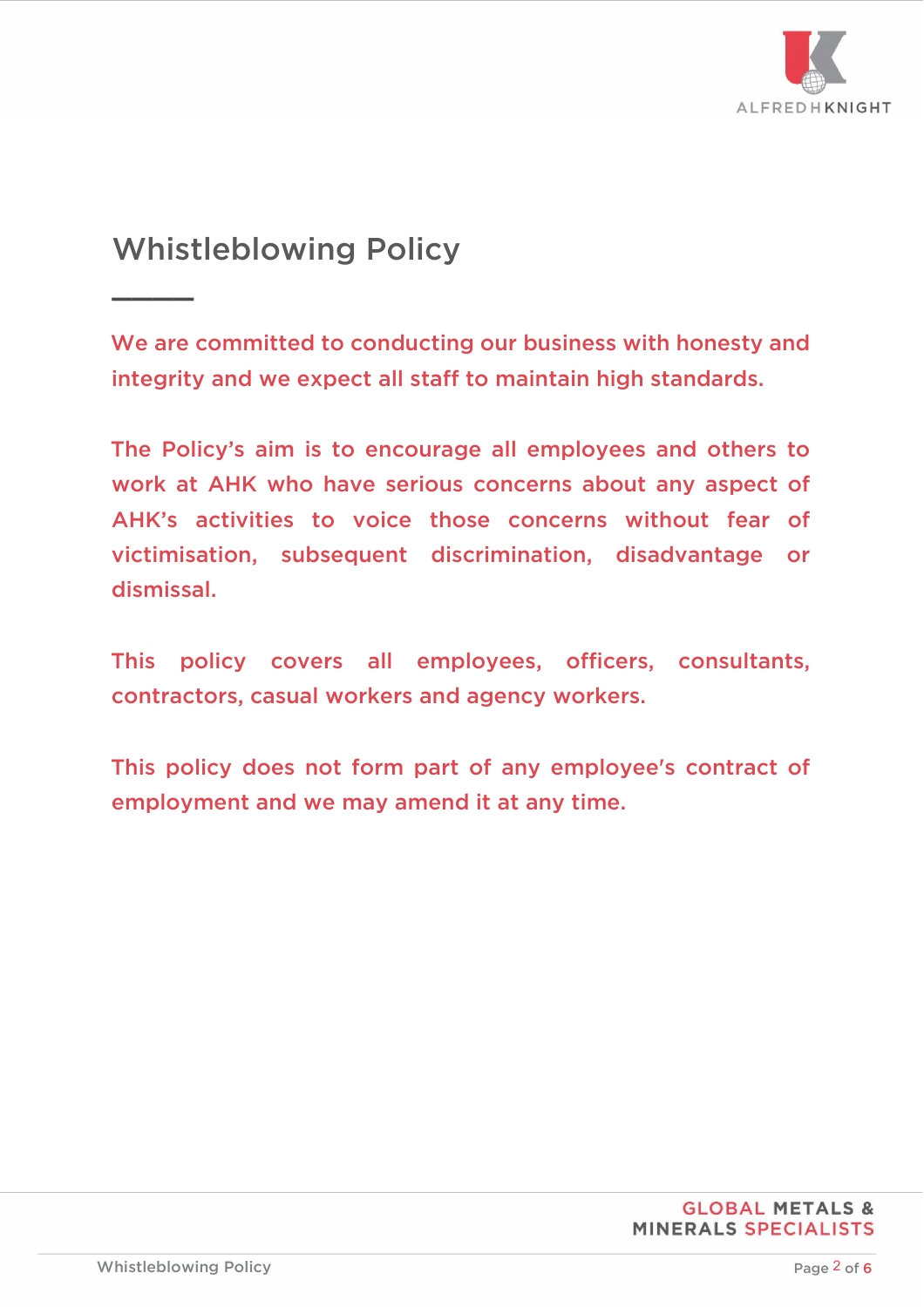# Whistleblowing Policy

We are committed to conducting our business with honesty and integrity and we expect all staff to maintain high standards.

The Policy's aim is to encourage all employees and others to work at AHK who have serious concerns about any aspect of AHK's activities to voice those concerns without fear of victimisation, subsequent discrimination, disadvantage or dismissal.

This policy covers all employees, officers, consultants, contractors, casual workers and agency workers.

This policy does not form part of any employee's contract of employment and we may amend it at any time.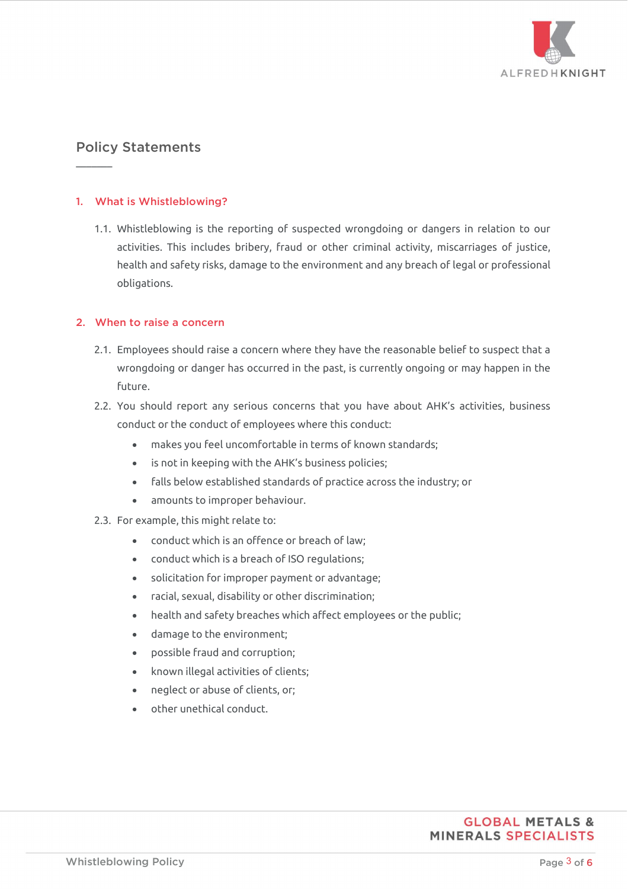## Policy Statements

### 1. What is Whistleblowing?

1.1. Whistleblowing is the reporting of suspected wrongdoing or dangers in relation to our activities. This includes bribery, fraud or other criminal activity, miscarriages of justice, health and safety risks, damage to the environment and any breach of legal or professional obligations.

### 2. When to raise a concern

2.1. Employees should raise a concern where they have the reasonable belief to suspect that a wrongdoing or danger has occurred in the past, is currently ongoing or may happen in the future.

2.2. You should report any serious concerns that you have about AHK's activities, business conduct or the conduct of employees where this conduct:

- makes you feel uncomfortable in terms of known standards;
- is not in keeping with the AHK's business policies;
- falls below established standards of practice across the industry; or
- amounts to improper behaviour.

2.3. For example, this might relate to:

- conduct which is an offence or breach of law;
- conduct which is a breach of ISO regulations;
- solicitation for improper payment or advantage;
- racial, sexual, disability or other discrimination;
- health and safety breaches which affect employees or the public;
- damage to the environment;
- possible fraud and corruption;
- known illegal activities of clients;
- neglect or abuse of clients, or;
- other unethical conduct.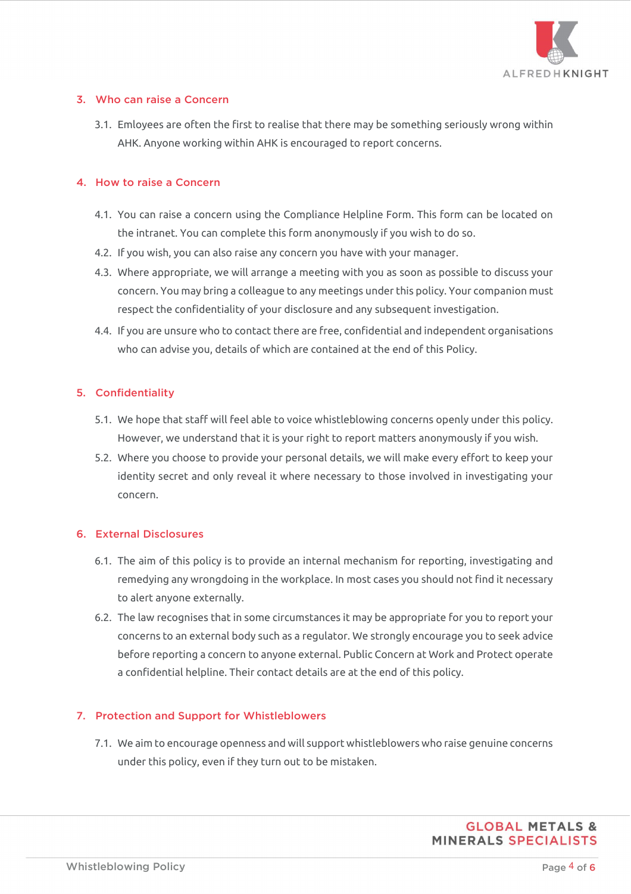## 3. Who can raise a Concern

3.1. Emloyees are often the first to realise that there may be something seriously wrong within AHK. Anyone working within AHK is encouraged to report concerns.

## 4. How to raise a Concern

4.1. You can raise a concern using the Compliance Helpline Form. This form can be located on the intranet. You can complete this form anonymously if you wish to do so.

4.2. If you wish, you can also raise any concern you have with your manager.

4.3. Where appropriate, we will arrange a meeting with you as soon as possible to discuss your concern. You may bring a colleague to any meetings under this policy. Your companion must respect the confidentiality of your disclosure and any subsequent investigation.

4.4. If you are unsure who to contact there are free, confidential and independent organisations who can advise you, details of which are contained at the end of this Policy.

## 5. Confidentiality

5.1. We hope that staff will feel able to voice whistleblowing concerns openly under this policy. However, we understand that it is your right to report matters anonymously if you wish.

5.2. Where you choose to provide your personal details, we will make every effort to keep your identity secret and only reveal it where necessary to those involved in investigating your concern.

## 6. External Disclosures

6.1. The aim of this policy is to provide an internal mechanism for reporting, investigating and remedying any wrongdoing in the workplace. In most cases you should not find it necessary to alert anyone externally.

6.2. The law recognises that in some circumstances it may be appropriate for you to report your concerns to an external body such as a regulator. We strongly encourage you to seek advice before reporting a concern to anyone external. Public Concern at Work and Protect operate a confidential helpline. Their contact details are at the end of this policy.

## 7. Protection and Support for Whistleblowers

7.1. We aim to encourage openness and will support whistleblowers who raise genuine concerns under this policy, even if they turn out to be mistaken.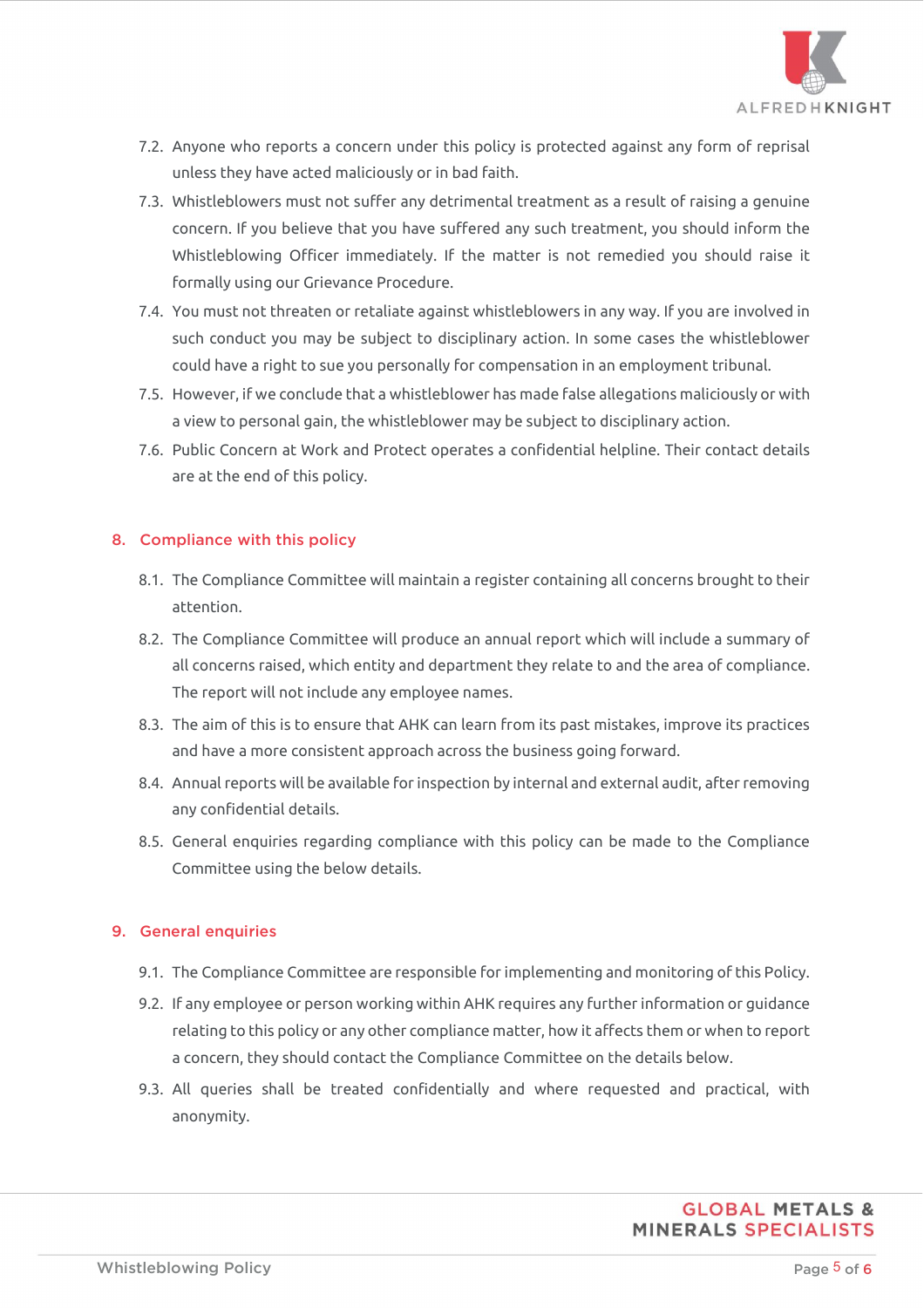7.2. Anyone who reports a concern under this policy is protected against any form of reprisal unless they have acted maliciously or in bad faith.

7.3. Whistleblowers must not suffer any detrimental treatment as a result of raising a genuine concern. If you believe that you have suffered any such treatment, you should inform the Whistleblowing Officer immediately. If the matter is not remedied you should raise it formally using our Grievance Procedure.

7.4. You must not threaten or retaliate against whistleblowers in any way. If you are involved in such conduct you may be subject to disciplinary action. In some cases the whistleblower could have a right to sue you personally for compensation in an employment tribunal.

7.5. However, if we conclude that a whistleblower has made false allegations maliciously or with a view to personal gain, the whistleblower may be subject to disciplinary action.

7.6. Public Concern at Work and Protect operates a confidential helpline. Their contact details are at the end of this policy.

## 8. Compliance with this policy

8.1. The Compliance Committee will maintain a register containing all concerns brought to their attention.

8.2. The Compliance Committee will produce an annual report which will include a summary of all concerns raised, which entity and department they relate to and the area of compliance. The report will not include any employee names.

8.3. The aim of this is to ensure that AHK can learn from its past mistakes, improve its practices and have a more consistent approach across the business going forward.

8.4. Annual reports will be available for inspection by internal and external audit, after removing any confidential details.

8.5. General enquiries regarding compliance with this policy can be made to the Compliance Committee using the below details.

## 9. General enquiries

9.1. The Compliance Committee are responsible for implementing and monitoring of this Policy.

9.2. If any employee or person working within AHK requires any further information or guidance relating to this policy or any other compliance matter, how it affects them or when to report a concern, they should contact the Compliance Committee on the details below.

9.3. All queries shall be treated confidentially and where requested and practical, with anonymity.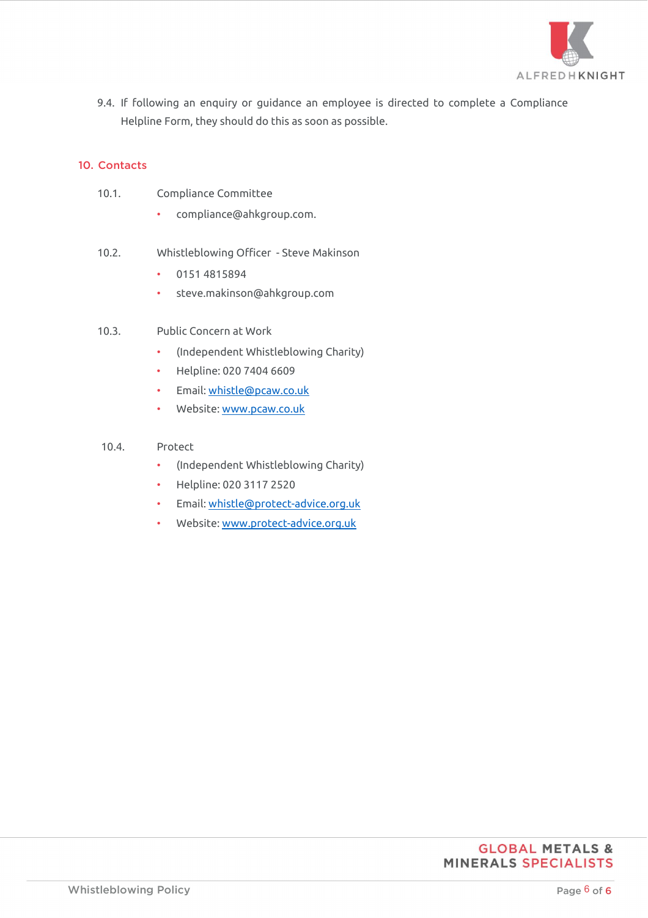9.4. If following an enquiry or guidance an employee is directed to complete a Compliance Helpline Form, they should do this as soon as possible.

## 10. Contacts

10.1. Compliance Committee

- compliance@ahkgroup.com.

10.2. Whistleblowing Officer - Steve Makinson

- 0151 4815894
- steve.makinson@ahkgroup.com

10.3. Public Concern at Work

- (Independent Whistleblowing Charity)
- Helpline: 020 7404 6609
- Email: whistle@pcaw.co.uk
- Website: www.pcaw.co.uk

10.4. Protect

- (Independent Whistleblowing Charity)
- Helpline: 020 3117 2520
- Email: whistle@protect-advice.org.uk
- Website: www.protect-advice.org.uk